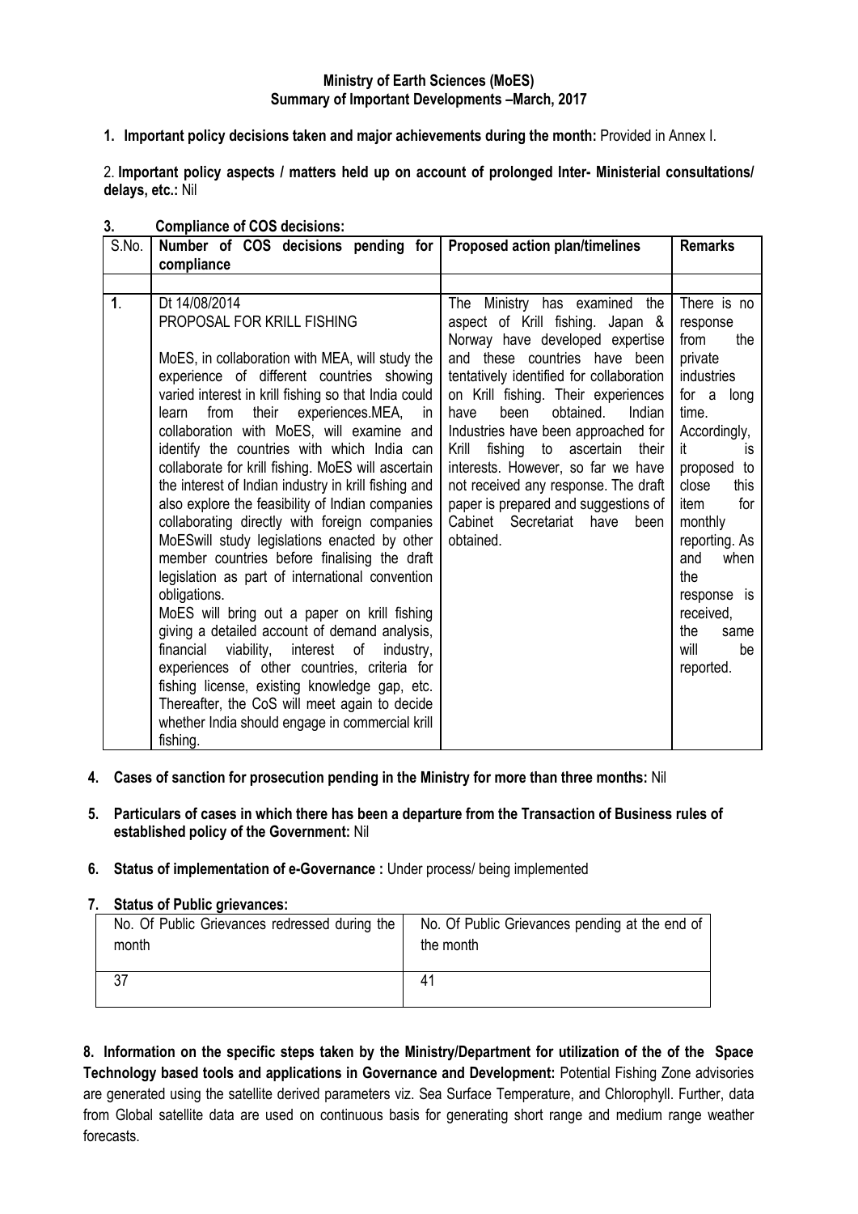**Ministry of Earth Sciences (MoES)**
**Summary of Important Developments –March, 2017**

1. **Important policy decisions taken and major achievements during the month:** Provided in Annex I.

2. **Important policy aspects / matters held up on account of prolonged Inter- Ministerial consultations/ delays, etc.:** Nil

3. **Compliance of COS decisions:**

| S.No. | Number of COS decisions pending for compliance | Proposed action plan/timelines | Remarks |
|---|---|---|---|
| | | | |
| 1. | Dt 14/08/2014<br>PROPOSAL FOR KRILL FISHING<br><br>MoES, in collaboration with MEA, will study the experience of different countries showing varied interest in krill fishing so that India could learn from their experiences.MEA, in collaboration with MoES, will examine and identify the countries with which India can collaborate for krill fishing. MoES will ascertain the interest of Indian industry in krill fishing and also explore the feasibility of Indian companies collaborating directly with foreign companies MoESwill study legislations enacted by other member countries before finalising the draft legislation as part of international convention obligations.<br>MoES will bring out a paper on krill fishing giving a detailed account of demand analysis, financial viability, interest of industry, experiences of other countries, criteria for fishing license, existing knowledge gap, etc. Thereafter, the CoS will meet again to decide whether India should engage in commercial krill fishing. | The Ministry has examined the aspect of Krill fishing. Japan & Norway have developed expertise and these countries have been tentatively identified for collaboration on Krill fishing. Their experiences have been obtained. Indian Industries have been approached for Krill fishing to ascertain their interests. However, so far we have not received any response. The draft paper is prepared and suggestions of Cabinet Secretariat have been obtained. | There is no response from the private industries for a long time. Accordingly, it is proposed to close this item for monthly reporting. As and when the response is received, the same will be reported. |

4. **Cases of sanction for prosecution pending in the Ministry for more than three months:** Nil

5. **Particulars of cases in which there has been a departure from the Transaction of Business rules of established policy of the Government:** Nil

6. **Status of implementation of e-Governance :** Under process/ being implemented

7. **Status of Public grievances:**

| No. Of Public Grievances redressed during the month | No. Of Public Grievances pending at the end of the month |
|---|---|
| 37 | 41 |

**8. Information on the specific steps taken by the Ministry/Department for utilization of the of the Space Technology based tools and applications in Governance and Development:** Potential Fishing Zone advisories are generated using the satellite derived parameters viz. Sea Surface Temperature, and Chlorophyll. Further, data from Global satellite data are used on continuous basis for generating short range and medium range weather forecasts.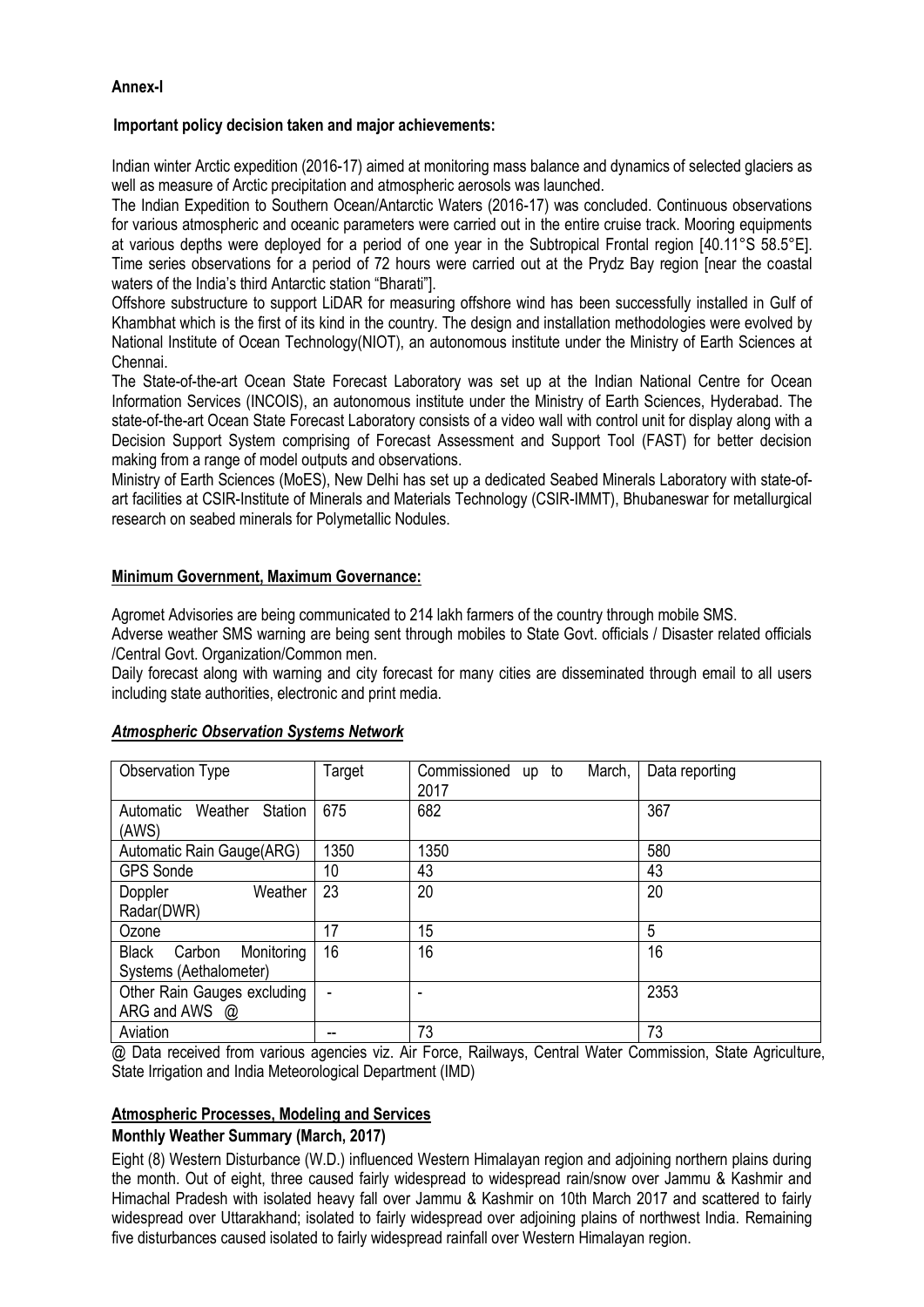**Annex-I**

**Important policy decision taken and major achievements:**

Indian winter Arctic expedition (2016-17) aimed at monitoring mass balance and dynamics of selected glaciers as well as measure of Arctic precipitation and atmospheric aerosols was launched.

The Indian Expedition to Southern Ocean/Antarctic Waters (2016-17) was concluded. Continuous observations for various atmospheric and oceanic parameters were carried out in the entire cruise track. Mooring equipments at various depths were deployed for a period of one year in the Subtropical Frontal region [40.11°S 58.5°E]. Time series observations for a period of 72 hours were carried out at the Prydz Bay region [near the coastal waters of the India's third Antarctic station "Bharati"].

Offshore substructure to support LiDAR for measuring offshore wind has been successfully installed in Gulf of Khambhat which is the first of its kind in the country. The design and installation methodologies were evolved by National Institute of Ocean Technology(NIOT), an autonomous institute under the Ministry of Earth Sciences at Chennai.

The State-of-the-art Ocean State Forecast Laboratory was set up at the Indian National Centre for Ocean Information Services (INCOIS), an autonomous institute under the Ministry of Earth Sciences, Hyderabad. The state-of-the-art Ocean State Forecast Laboratory consists of a video wall with control unit for display along with a Decision Support System comprising of Forecast Assessment and Support Tool (FAST) for better decision making from a range of model outputs and observations.

Ministry of Earth Sciences (MoES), New Delhi has set up a dedicated Seabed Minerals Laboratory with state-of-art facilities at CSIR-Institute of Minerals and Materials Technology (CSIR-IMMT), Bhubaneswar for metallurgical research on seabed minerals for Polymetallic Nodules.

**Minimum Government, Maximum Governance:**

Agromet Advisories are being communicated to 214 lakh farmers of the country through mobile SMS.

Adverse weather SMS warning are being sent through mobiles to State Govt. officials / Disaster related officials /Central Govt. Organization/Common men.

Daily forecast along with warning and city forecast for many cities are disseminated through email to all users including state authorities, electronic and print media.

***Atmospheric Observation Systems Network***

| Observation Type | Target | Commissioned up to March, 2017 | Data reporting |
|---|---|---|---|
| Automatic Weather Station (AWS) | 675 | 682 | 367 |
| Automatic Rain Gauge(ARG) | 1350 | 1350 | 580 |
| GPS Sonde | 10 | 43 | 43 |
| Doppler Weather Radar(DWR) | 23 | 20 | 20 |
| Ozone | 17 | 15 | 5 |
| Black Carbon Monitoring Systems (Aethalometer) | 16 | 16 | 16 |
| Other Rain Gauges excluding ARG and AWS @ | - | - | 2353 |
| Aviation | -- | 73 | 73 |

@ Data received from various agencies viz. Air Force, Railways, Central Water Commission, State Agriculture, State Irrigation and India Meteorological Department (IMD)

**Atmospheric Processes, Modeling and Services**

**Monthly Weather Summary (March, 2017)**

Eight (8) Western Disturbance (W.D.) influenced Western Himalayan region and adjoining northern plains during the month. Out of eight, three caused fairly widespread to widespread rain/snow over Jammu & Kashmir and Himachal Pradesh with isolated heavy fall over Jammu & Kashmir on 10th March 2017 and scattered to fairly widespread over Uttarakhand; isolated to fairly widespread over adjoining plains of northwest India. Remaining five disturbances caused isolated to fairly widespread rainfall over Western Himalayan region.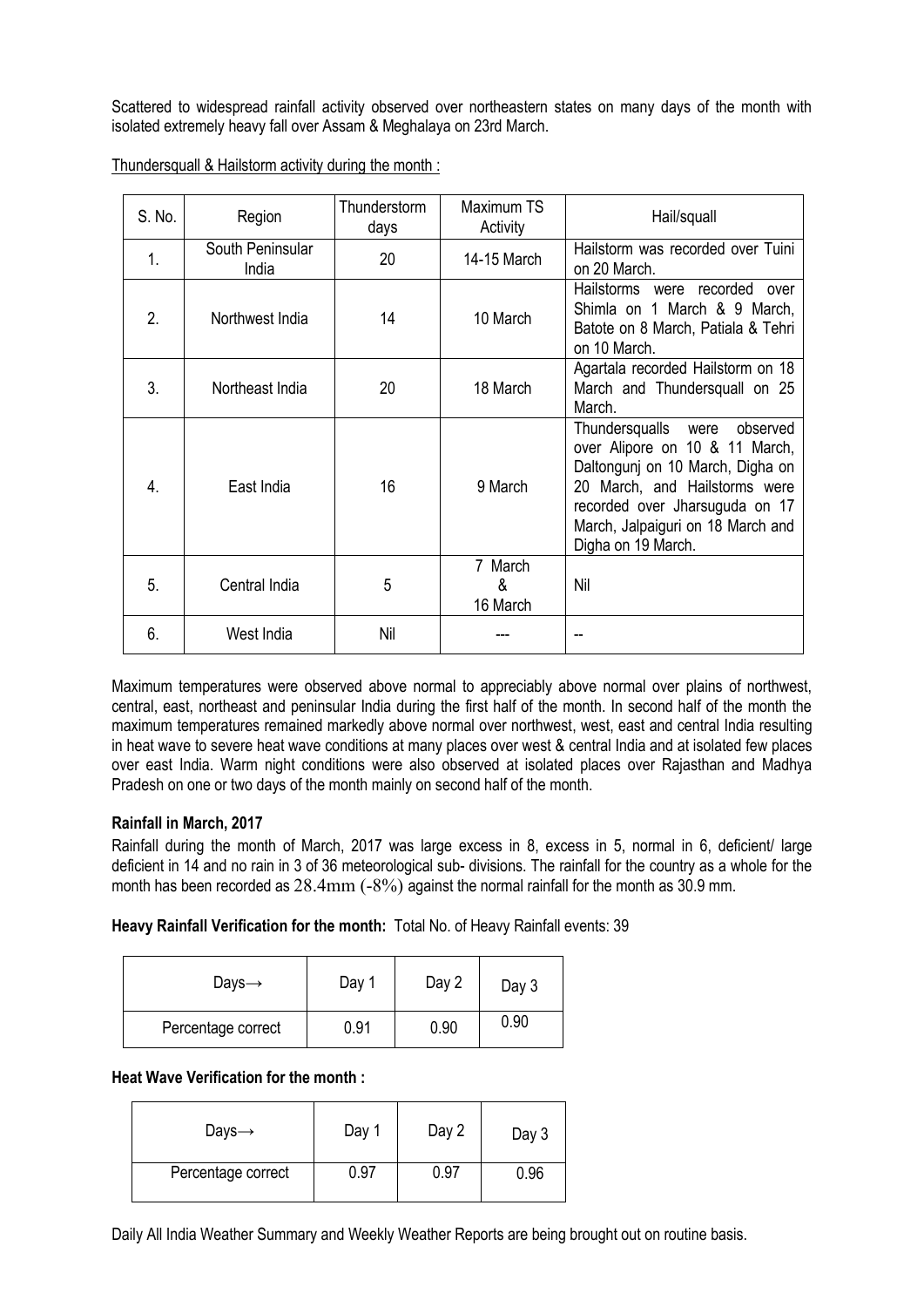Scattered to widespread rainfall activity observed over northeastern states on many days of the month with isolated extremely heavy fall over Assam & Meghalaya on 23rd March.

Thundersquall & Hailstorm activity during the month :

| S. No. | Region | Thunderstorm days | Maximum TS Activity | Hail/squall |
|---|---|---|---|---|
| 1. | South Peninsular India | 20 | 14-15 March | Hailstorm was recorded over Tuini on 20 March. |
| 2. | Northwest India | 14 | 10 March | Hailstorms were recorded over Shimla on 1 March & 9 March, Batote on 8 March, Patiala & Tehri on 10 March. |
| 3. | Northeast India | 20 | 18 March | Agartala recorded Hailstorm on 18 March and Thundersquall on 25 March. |
| 4. | East India | 16 | 9 March | Thundersqualls were observed over Alipore on 10 & 11 March, Daltongunj on 10 March, Digha on 20 March, and Hailstorms were recorded over Jharsuguda on 17 March, Jalpaiguri on 18 March and Digha on 19 March. |
| 5. | Central India | 5 | 7 March & 16 March | Nil |
| 6. | West India | Nil | --- | -- |

Maximum temperatures were observed above normal to appreciably above normal over plains of northwest, central, east, northeast and peninsular India during the first half of the month. In second half of the month the maximum temperatures remained markedly above normal over northwest, west, east and central India resulting in heat wave to severe heat wave conditions at many places over west & central India and at isolated few places over east India. Warm night conditions were also observed at isolated places over Rajasthan and Madhya Pradesh on one or two days of the month mainly on second half of the month.

**Rainfall in March, 2017**

Rainfall during the month of March, 2017 was large excess in 8, excess in 5, normal in 6, deficient/ large deficient in 14 and no rain in 3 of 36 meteorological sub- divisions. The rainfall for the country as a whole for the month has been recorded as 28.4mm (-8%) against the normal rainfall for the month as 30.9 mm.

**Heavy Rainfall Verification for the month:** Total No. of Heavy Rainfall events: 39

| Days→ | Day 1 | Day 2 | Day 3 |
|---|---|---|---|
| Percentage correct | 0.91 | 0.90 | 0.90 |

**Heat Wave Verification for the month :**

| Days→ | Day 1 | Day 2 | Day 3 |
|---|---|---|---|
| Percentage correct | 0.97 | 0.97 | 0.96 |

Daily All India Weather Summary and Weekly Weather Reports are being brought out on routine basis.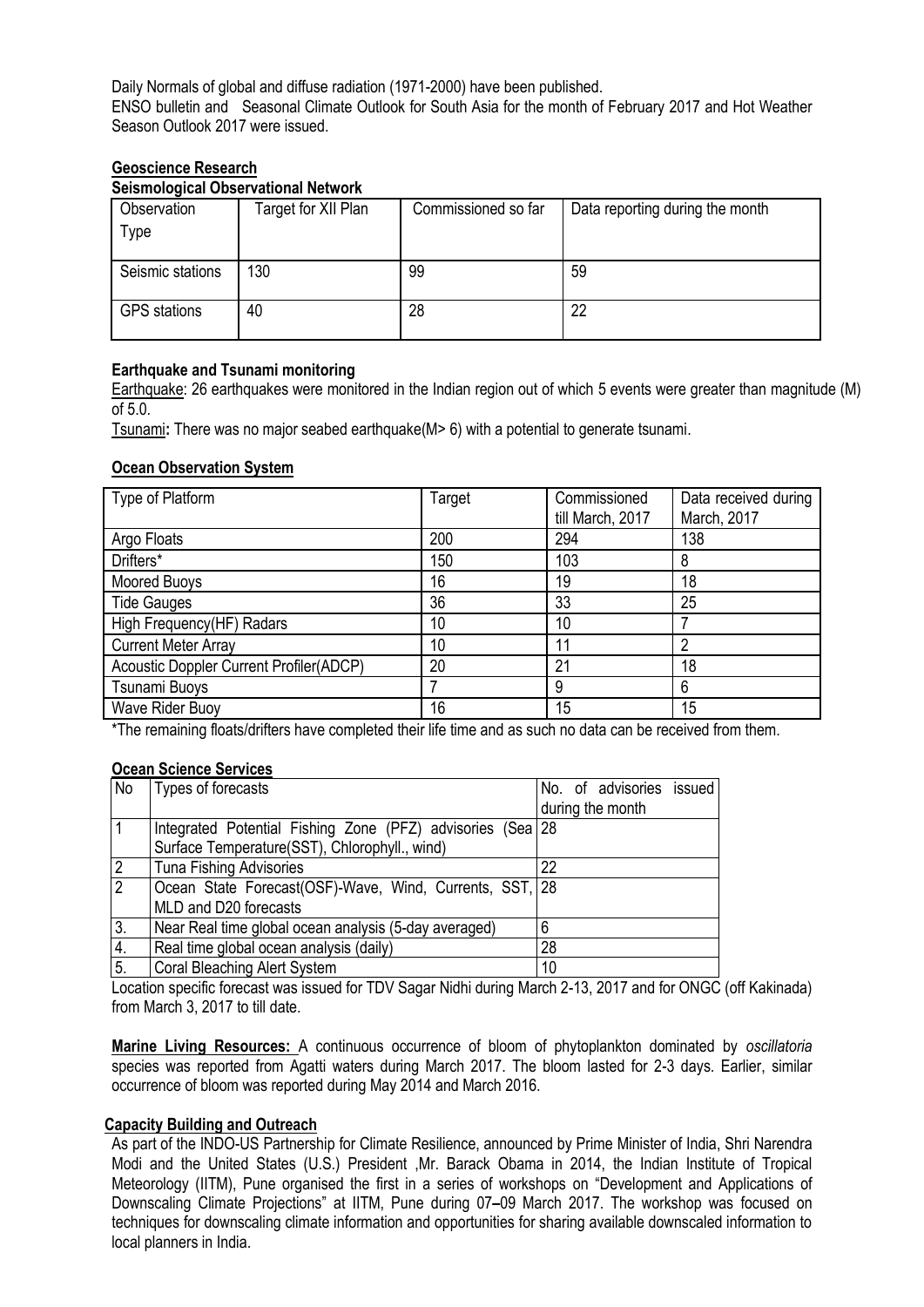Daily Normals of global and diffuse radiation (1971-2000) have been published.

ENSO bulletin and Seasonal Climate Outlook for South Asia for the month of February 2017 and Hot Weather Season Outlook 2017 were issued.

## Geoscience Research

### Seismological Observational Network

| Observation Type | Target for XII Plan | Commissioned so far | Data reporting during the month |
|---|---|---|---|
| Seismic stations | 130 | 99 | 59 |
| GPS stations | 40 | 28 | 22 |

### Earthquake and Tsunami monitoring

Earthquake: 26 earthquakes were monitored in the Indian region out of which 5 events were greater than magnitude (M) of 5.0.

Tsunami**:** There was no major seabed earthquake(M> 6) with a potential to generate tsunami.

### Ocean Observation System

| Type of Platform | Target | Commissioned till March, 2017 | Data received during March, 2017 |
|---|---|---|---|
| Argo Floats | 200 | 294 | 138 |
| Drifters* | 150 | 103 | 8 |
| Moored Buoys | 16 | 19 | 18 |
| Tide Gauges | 36 | 33 | 25 |
| High Frequency(HF) Radars | 10 | 10 | 7 |
| Current Meter Array | 10 | 11 | 2 |
| Acoustic Doppler Current Profiler(ADCP) | 20 | 21 | 18 |
| Tsunami Buoys | 7 | 9 | 6 |
| Wave Rider Buoy | 16 | 15 | 15 |

*The remaining floats/drifters have completed their life time and as such no data can be received from them.

### Ocean Science Services

| No | Types of forecasts | No. of advisories issued during the month |
|---|---|---|
| 1 | Integrated Potential Fishing Zone (PFZ) advisories (Sea Surface Temperature(SST), Chlorophyll., wind) | 28 |
| 2 | Tuna Fishing Advisories | 22 |
| 2 | Ocean State Forecast(OSF)-Wave, Wind, Currents, SST, MLD and D20 forecasts | 28 |
| 3. | Near Real time global ocean analysis (5-day averaged) | 6 |
| 4. | Real time global ocean analysis (daily) | 28 |
| 5. | Coral Bleaching Alert System | 10 |

Location specific forecast was issued for TDV Sagar Nidhi during March 2-13, 2017 and for ONGC (off Kakinada) from March 3, 2017 to till date.

**Marine Living Resources:** A continuous occurrence of bloom of phytoplankton dominated by *oscillatoria* species was reported from Agatti waters during March 2017. The bloom lasted for 2-3 days. Earlier, similar occurrence of bloom was reported during May 2014 and March 2016.

### Capacity Building and Outreach

As part of the INDO-US Partnership for Climate Resilience, announced by Prime Minister of India, Shri Narendra Modi and the United States (U.S.) President ,Mr. Barack Obama in 2014, the Indian Institute of Tropical Meteorology (IITM), Pune organised the first in a series of workshops on "Development and Applications of Downscaling Climate Projections" at IITM, Pune during 07–09 March 2017. The workshop was focused on techniques for downscaling climate information and opportunities for sharing available downscaled information to local planners in India.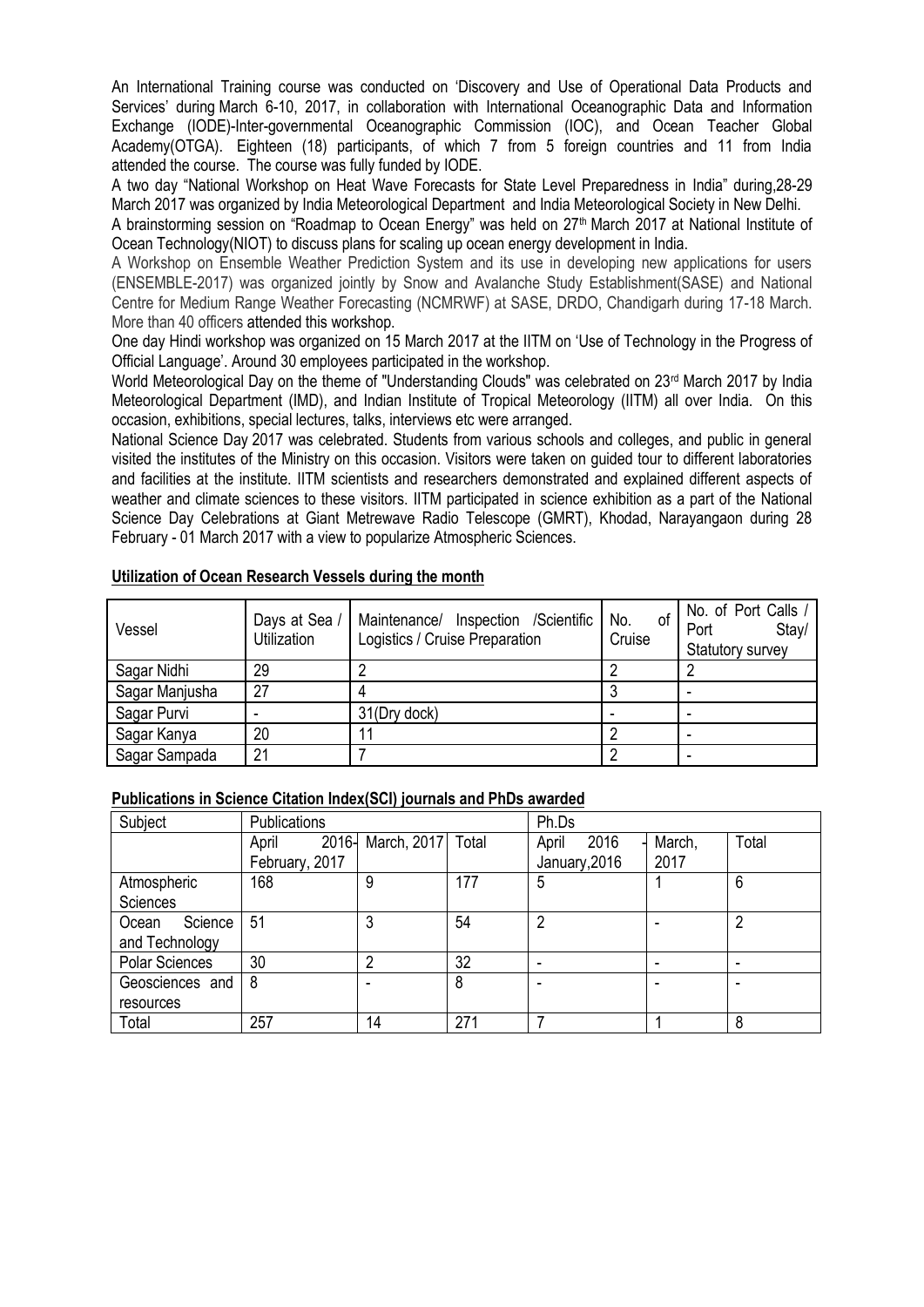An International Training course was conducted on 'Discovery and Use of Operational Data Products and Services' during March 6-10, 2017, in collaboration with International Oceanographic Data and Information Exchange (IODE)-Inter-governmental Oceanographic Commission (IOC), and Ocean Teacher Global Academy(OTGA). Eighteen (18) participants, of which 7 from 5 foreign countries and 11 from India attended the course. The course was fully funded by IODE.

A two day "National Workshop on Heat Wave Forecasts for State Level Preparedness in India" during,28-29 March 2017 was organized by India Meteorological Department and India Meteorological Society in New Delhi.

A brainstorming session on "Roadmap to Ocean Energy" was held on 27th March 2017 at National Institute of Ocean Technology(NIOT) to discuss plans for scaling up ocean energy development in India.

A Workshop on Ensemble Weather Prediction System and its use in developing new applications for users (ENSEMBLE-2017) was organized jointly by Snow and Avalanche Study Establishment(SASE) and National Centre for Medium Range Weather Forecasting (NCMRWF) at SASE, DRDO, Chandigarh during 17-18 March. More than 40 officers attended this workshop.

One day Hindi workshop was organized on 15 March 2017 at the IITM on 'Use of Technology in the Progress of Official Language'. Around 30 employees participated in the workshop.

World Meteorological Day on the theme of "Understanding Clouds" was celebrated on 23rd March 2017 by India Meteorological Department (IMD), and Indian Institute of Tropical Meteorology (IITM) all over India. On this occasion, exhibitions, special lectures, talks, interviews etc were arranged.

National Science Day 2017 was celebrated. Students from various schools and colleges, and public in general visited the institutes of the Ministry on this occasion. Visitors were taken on guided tour to different laboratories and facilities at the institute. IITM scientists and researchers demonstrated and explained different aspects of weather and climate sciences to these visitors. IITM participated in science exhibition as a part of the National Science Day Celebrations at Giant Metrewave Radio Telescope (GMRT), Khodad, Narayangaon during 28 February - 01 March 2017 with a view to popularize Atmospheric Sciences.

**Utilization of Ocean Research Vessels during the month**

| Vessel | Days at Sea / Utilization | Maintenance/ Inspection /Scientific Logistics / Cruise Preparation | No. of Cruise | No. of Port Calls / Port Stay/ Statutory survey |
|---|---|---|---|---|
| Sagar Nidhi | 29 | 2 | 2 | 2 |
| Sagar Manjusha | 27 | 4 | 3 | - |
| Sagar Purvi | - | 31(Dry dock) | - | - |
| Sagar Kanya | 20 | 11 | 2 | - |
| Sagar Sampada | 21 | 7 | 2 | - |

**Publications in Science Citation Index(SCI) journals and PhDs awarded**

| Subject | Publications | | | Ph.Ds | | |
|---|---|---|---|---|---|---|
| | April 2016- February, 2017 | March, 2017 | Total | April 2016 - January,2016 | March, 2017 | Total |
| Atmospheric Sciences | 168 | 9 | 177 | 5 | 1 | 6 |
| Ocean Science and Technology | 51 | 3 | 54 | 2 | - | 2 |
| Polar Sciences | 30 | 2 | 32 | - | - | - |
| Geosciences and resources | 8 | - | 8 | - | - | - |
| Total | 257 | 14 | 271 | 7 | 1 | 8 |